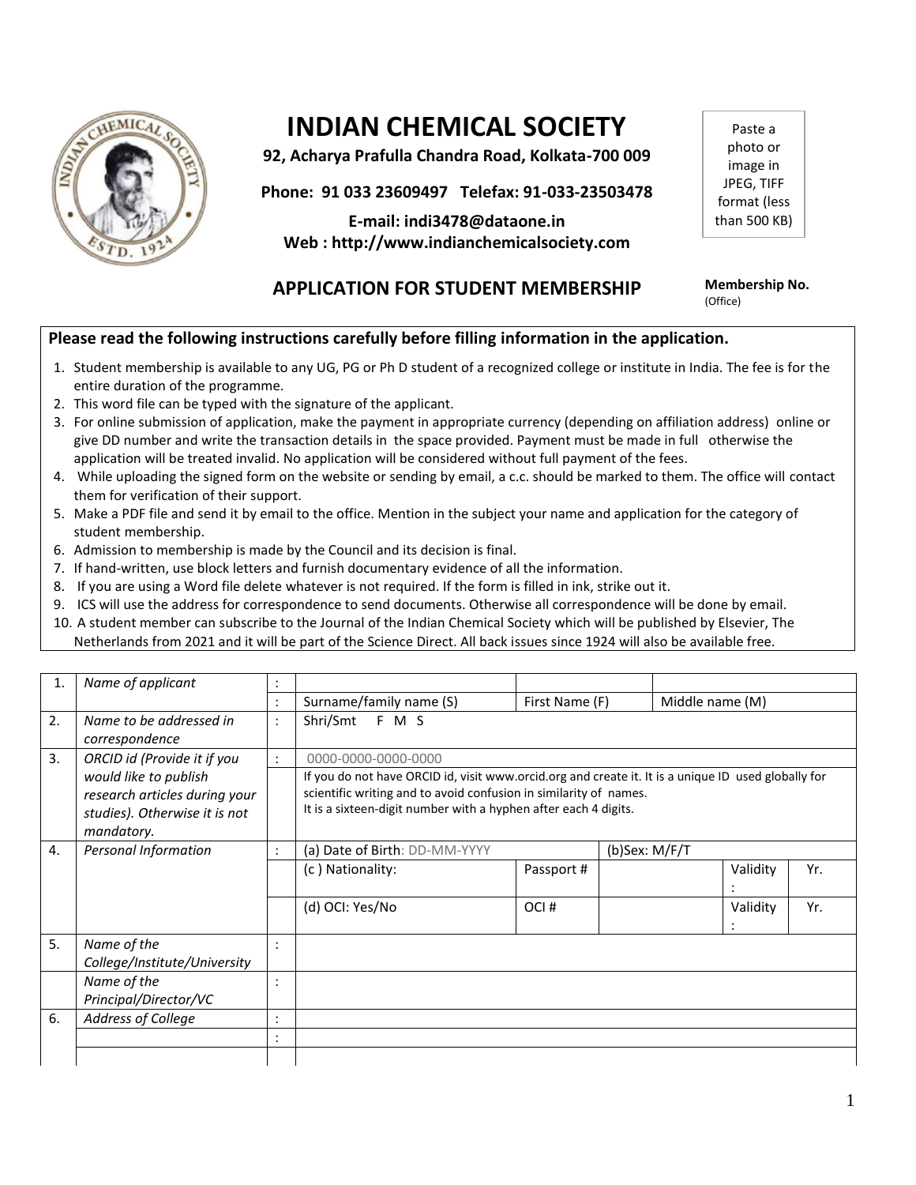# INDIAN CHEMICAL SOCIETY

**92, Acharya Prafulla Chandra Road, Kolkata-700 009**

**Phone: 91 033 23609497 Telefax: 91-033-23503478**

**E-mail: indi3478@dataone.in**
**Web : http://www.indianchemicalsociety.com**

Paste a photo or image in JPEG, TIFF format (less than 500 KB)

## APPLICATION FOR STUDENT MEMBERSHIP

**Membership No.** (Office)

**Please read the following instructions carefully before filling information in the application.**

1. Student membership is available to any UG, PG or Ph D student of a recognized college or institute in India. The fee is for the entire duration of the programme.
2. This word file can be typed with the signature of the applicant.
3. For online submission of application, make the payment in appropriate currency (depending on affiliation address) online or give DD number and write the transaction details in the space provided. Payment must be made in full otherwise the application will be treated invalid. No application will be considered without full payment of the fees.
4. While uploading the signed form on the website or sending by email, a c.c. should be marked to them. The office will contact them for verification of their support.
5. Make a PDF file and send it by email to the office. Mention in the subject your name and application for the category of student membership.
6. Admission to membership is made by the Council and its decision is final.
7. If hand-written, use block letters and furnish documentary evidence of all the information.
8. If you are using a Word file delete whatever is not required. If the form is filled in ink, strike out it.
9. ICS will use the address for correspondence to send documents. Otherwise all correspondence will be done by email.
10. A student member can subscribe to the Journal of the Indian Chemical Society which will be published by Elsevier, The Netherlands from 2021 and it will be part of the Science Direct. All back issues since 1924 will also be available free.

| | | | | | | | |
|---|---|---|---|---|---|---|---|
| 1. | *Name of applicant* | : | | | | | |
| | | : | Surname/family name (S) | First Name (F) | Middle name (M) | | |
| 2. | *Name to be addressed in correspondence* | : | Shri/Smt F M S | | | | |
| 3. | *ORCID id (Provide it if you would like to publish research articles during your studies). Otherwise it is not mandatory.* | : | 0000-0000-0000-0000 | | | | |
| | | | If you do not have ORCID id, visit www.orcid.org and create it. It is a unique ID used globally for scientific writing and to avoid confusion in similarity of names. It is a sixteen-digit number with a hyphen after each 4 digits. | | | | |
| 4. | *Personal Information* | : | (a) Date of Birth: DD-MM-YYYY | | (b)Sex: M/F/T | | |
| | | | (c ) Nationality: | Passport # | | Validity : | Yr. |
| | | | (d) OCI: Yes/No | OCI # | | Validity : | Yr. |
| 5. | *Name of the College/Institute/University* | : | | | | | |
| | *Name of the Principal/Director/VC* | : | | | | | |
| 6. | *Address of College* | : | | | | | |
| | | : | | | | | |
| | | | | | | | |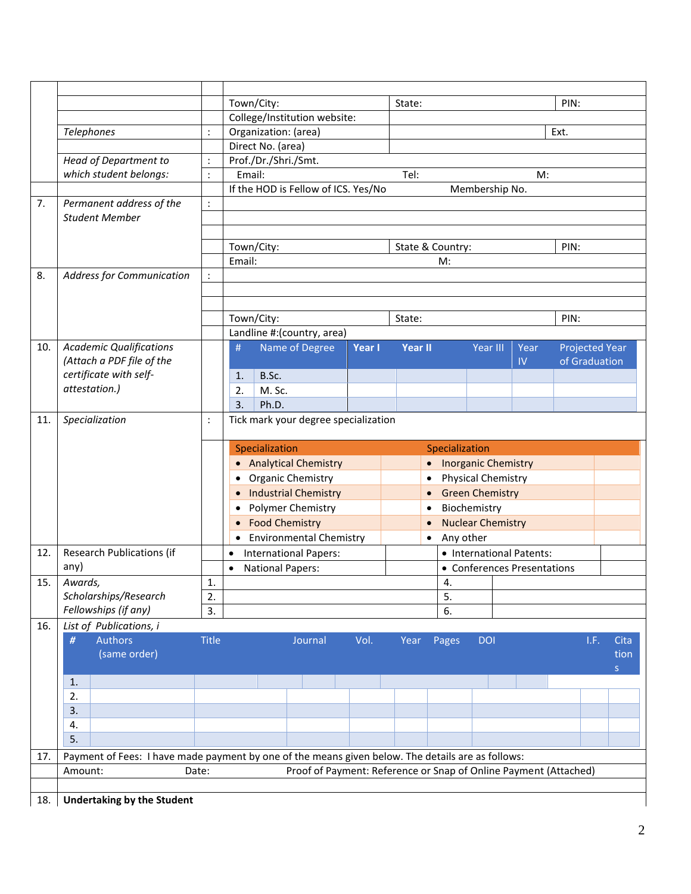| | | | | | |
|---|---|---|---|---|---|
| | | | | | |
| | | | Town/City: | State: | PIN: |
| | | | College/Institution website: | | |
| | *Telephones* | : | Organization: (area) | | Ext. |
| | | | Direct No. (area) | | |
| | *Head of Department to which student belongs:* | : | Prof./Dr./Shri./Smt. | | |
| | | : | Email: Tel: | | M: |
| | | | If the HOD is Fellow of ICS. Yes/No | Membership No. | |
| 7. | *Permanent address of the Student Member* | : | | | |
| | | | | | |
| | | | | | |
| | | | Town/City: | State & Country: | PIN: |
| | | | Email: | M: | |
| 8. | *Address for Communication* | : | | | |
| | | | | | |
| | | | | | |
| | | | Town/City: | State: | PIN: |
| | | | Landline #:(country, area) | | |

**10.** *Academic Qualifications (Attach a PDF file of the certificate with self-attestation.)*

| # | Name of Degree | Year I | Year II | Year III | Year IV | Projected Year of Graduation |
|---|---|---|---|---|---|---|
| 1. | B.Sc. | | | | | |
| 2. | M. Sc. | | | | | |
| 3. | Ph.D. | | | | | |

**11.** *Specialization* : Tick mark your degree specialization

| Specialization | | Specialization | |
|---|---|---|---|
| • Analytical Chemistry | | • Inorganic Chemistry | |
| • Organic Chemistry | | • Physical Chemistry | |
| • Industrial Chemistry | | • Green Chemistry | |
| • Polymer Chemistry | | • Biochemistry | |
| • Food Chemistry | | • Nuclear Chemistry | |
| • Environmental Chemistry | | • Any other | |

**12.** Research Publications (if any)

| | | | |
|---|---|---|---|
| • International Papers: | | • International Patents: | |
| • National Papers: | | • Conferences Presentations | |

**15.** *Awards, Scholarships/Research Fellowships (if any)*

| | | | |
|---|---|---|---|
| 1. | | 4. | |
| 2. | | 5. | |
| 3. | | 6. | |

**16.** *List of Publications, i*

| # | Authors (same order) | Title | Journal | Vol. | Year | Pages | DOI | I.F. | Citations |
|---|---|---|---|---|---|---|---|---|---|
| 1. | | | | | | | | | |
| 2. | | | | | | | | | |
| 3. | | | | | | | | | |
| 4. | | | | | | | | | |
| 5. | | | | | | | | | |

**17.** Payment of Fees: I have made payment by one of the means given below. The details are as follows:

Amount: Date: Proof of Payment: Reference or Snap of Online Payment (Attached)

**18.** **Undertaking by the Student**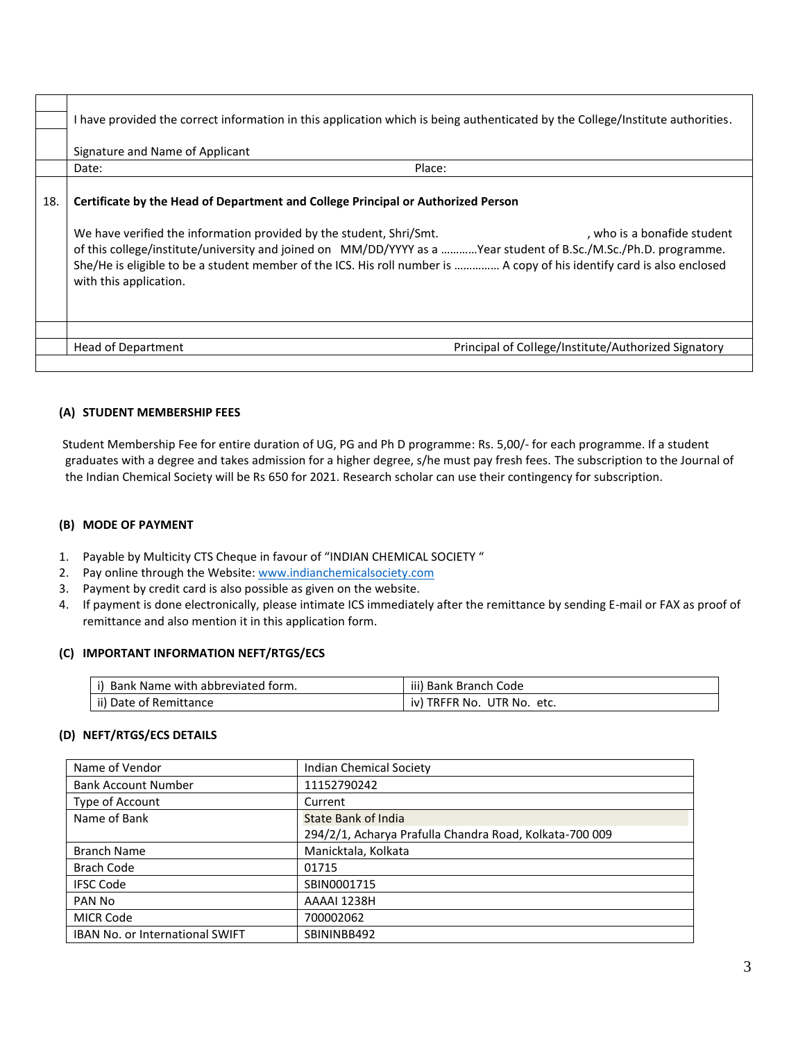| | |
|---|---|
| | I have provided the correct information in this application which is being authenticated by the College/Institute authorities.<br><br>Signature and Name of Applicant |
| | Date: Place: |
| 18. | **Certificate by the Head of Department and College Principal or Authorized Person**<br><br>We have verified the information provided by the student, Shri/Smt. , who is a bonafide student of this college/institute/university and joined on MM/DD/YYYY as a …………Year student of B.Sc./M.Sc./Ph.D. programme. She/He is eligible to be a student member of the ICS. His roll number is …………… A copy of his identify card is also enclosed with this application. |
| | |
| | Head of Department Principal of College/Institute/Authorized Signatory |
| | |

### (A) STUDENT MEMBERSHIP FEES

Student Membership Fee for entire duration of UG, PG and Ph D programme: Rs. 5,00/- for each programme. If a student graduates with a degree and takes admission for a higher degree, s/he must pay fresh fees. The subscription to the Journal of the Indian Chemical Society will be Rs 650 for 2021. Research scholar can use their contingency for subscription.

### (B) MODE OF PAYMENT

1. Payable by Multicity CTS Cheque in favour of "INDIAN CHEMICAL SOCIETY "
2. Pay online through the Website: www.indianchemicalsociety.com
3. Payment by credit card is also possible as given on the website.
4. If payment is done electronically, please intimate ICS immediately after the remittance by sending E-mail or FAX as proof of remittance and also mention it in this application form.

### (C) IMPORTANT INFORMATION NEFT/RTGS/ECS

| | |
|---|---|
| i) Bank Name with abbreviated form. | iii) Bank Branch Code |
| ii) Date of Remittance | iv) TRFFR No. UTR No. etc. |

### (D) NEFT/RTGS/ECS DETAILS

| | |
|---|---|
| Name of Vendor | Indian Chemical Society |
| Bank Account Number | 11152790242 |
| Type of Account | Current |
| Name of Bank | State Bank of India<br>294/2/1, Acharya Prafulla Chandra Road, Kolkata-700 009 |
| Branch Name | Manicktala, Kolkata |
| Brach Code | 01715 |
| IFSC Code | SBIN0001715 |
| PAN No | AAAAI 1238H |
| MICR Code | 700002062 |
| IBAN No. or International SWIFT | SBININBB492 |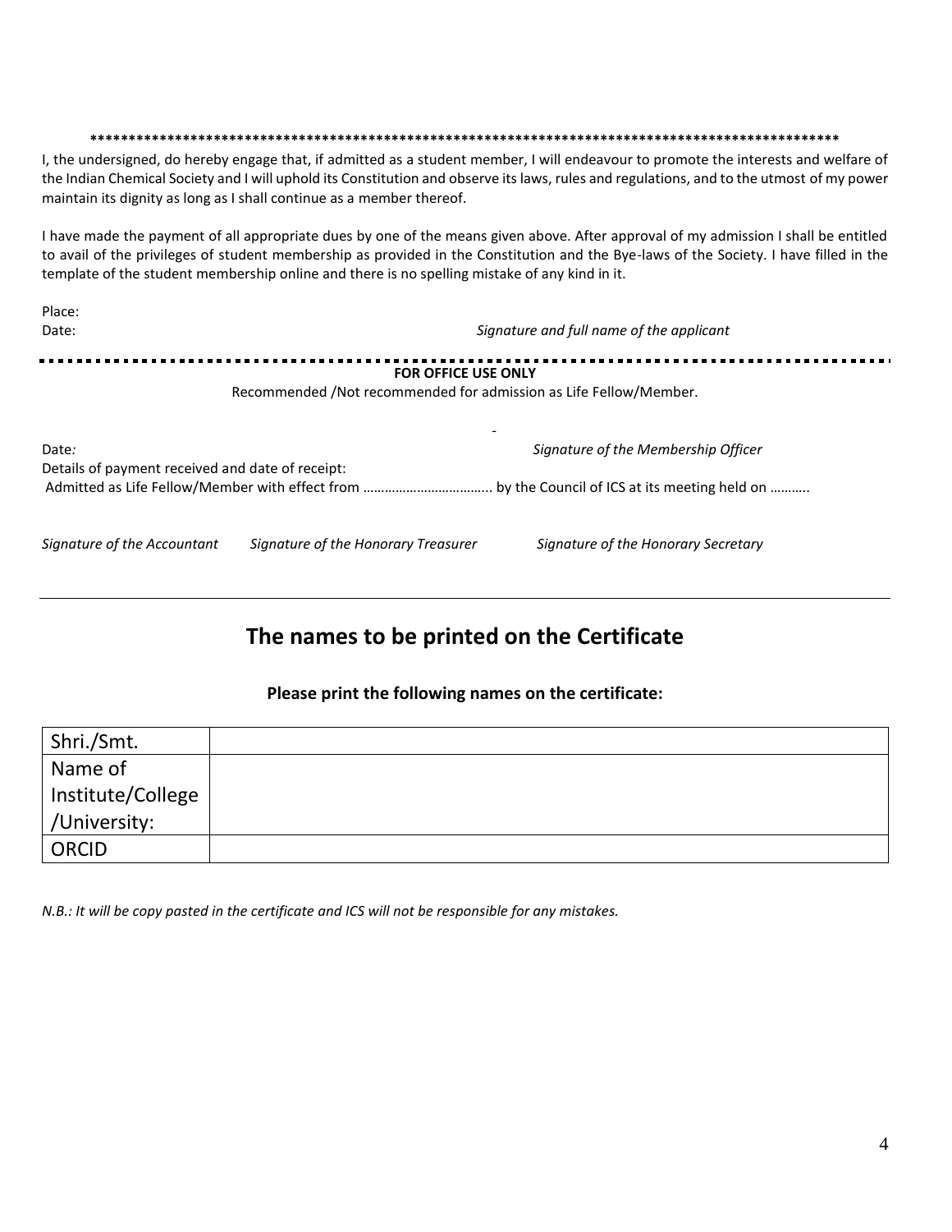****************************************************************************************************

I, the undersigned, do hereby engage that, if admitted as a student member, I will endeavour to promote the interests and welfare of the Indian Chemical Society and I will uphold its Constitution and observe its laws, rules and regulations, and to the utmost of my power maintain its dignity as long as I shall continue as a member thereof.

I have made the payment of all appropriate dues by one of the means given above. After approval of my admission I shall be entitled to avail of the privileges of student membership as provided in the Constitution and the Bye-laws of the Society. I have filled in the template of the student membership online and there is no spelling mistake of any kind in it.

Place:

Date: *Signature and full name of the applicant*

---

**FOR OFFICE USE ONLY**

Recommended /Not recommended for admission as Life Fellow/Member.

-

Date: *Signature of the Membership Officer*

Details of payment received and date of receipt:

Admitted as Life Fellow/Member with effect from ……………………………... by the Council of ICS at its meeting held on ………..

*Signature of the Accountant* *Signature of the Honorary Treasurer* *Signature of the Honorary Secretary*

---

## The names to be printed on the Certificate

**Please print the following names on the certificate:**

| | |
|---|---|
| Shri./Smt. | |
| Name of Institute/College /University: | |
| ORCID | |

*N.B.: It will be copy pasted in the certificate and ICS will not be responsible for any mistakes.*